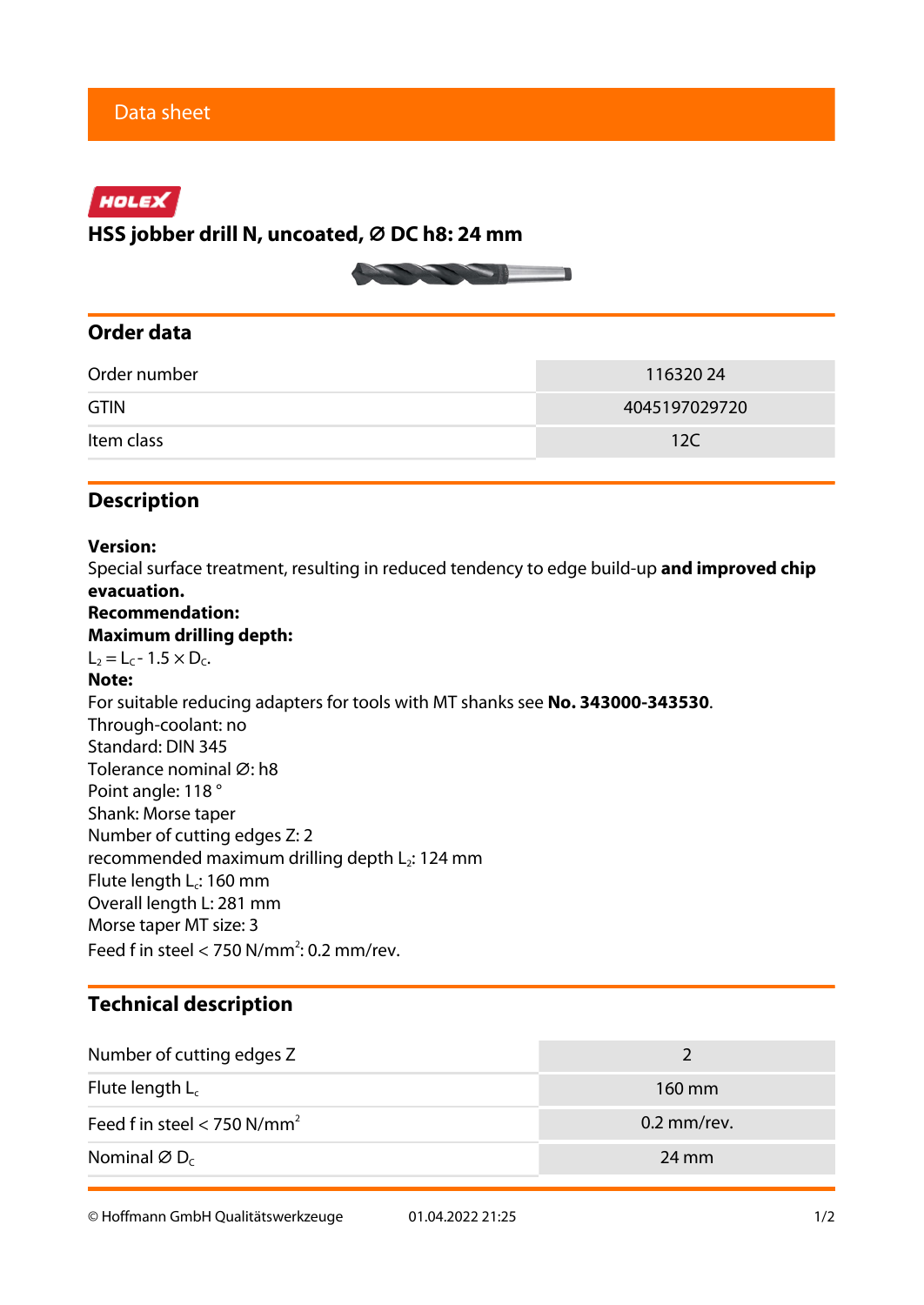Data sheet

HOLEX

# HSS jobber drill N, uncoated, Ø DC h8: 24 mm

## Order data

| | |
|---|---|
| Order number | 116320 24 |
| GTIN | 4045197029720 |
| Item class | 12C |

## Description

**Version:**
Special surface treatment, resulting in reduced tendency to edge build-up **and improved chip evacuation.**
**Recommendation:**
**Maximum drilling depth:**
$L_2 = L_C - 1.5 \times D_C$.
**Note:**
For suitable reducing adapters for tools with MT shanks see **No. 343000-343530**.
Through-coolant: no
Standard: DIN 345
Tolerance nominal Ø: h8
Point angle: 118 °
Shank: Morse taper
Number of cutting edges Z: 2
recommended maximum drilling depth $L_2$: 124 mm
Flute length $L_c$: 160 mm
Overall length L: 281 mm
Morse taper MT size: 3
Feed f in steel < 750 N/mm$^2$: 0.2 mm/rev.

## Technical description

| | |
|---|---|
| Number of cutting edges Z | 2 |
| Flute length $L_c$ | 160 mm |
| Feed f in steel < 750 N/mm$^2$ | 0.2 mm/rev. |
| Nominal Ø $D_C$ | 24 mm |

© Hoffmann GmbH Qualitätswerkzeuge 01.04.2022 21:25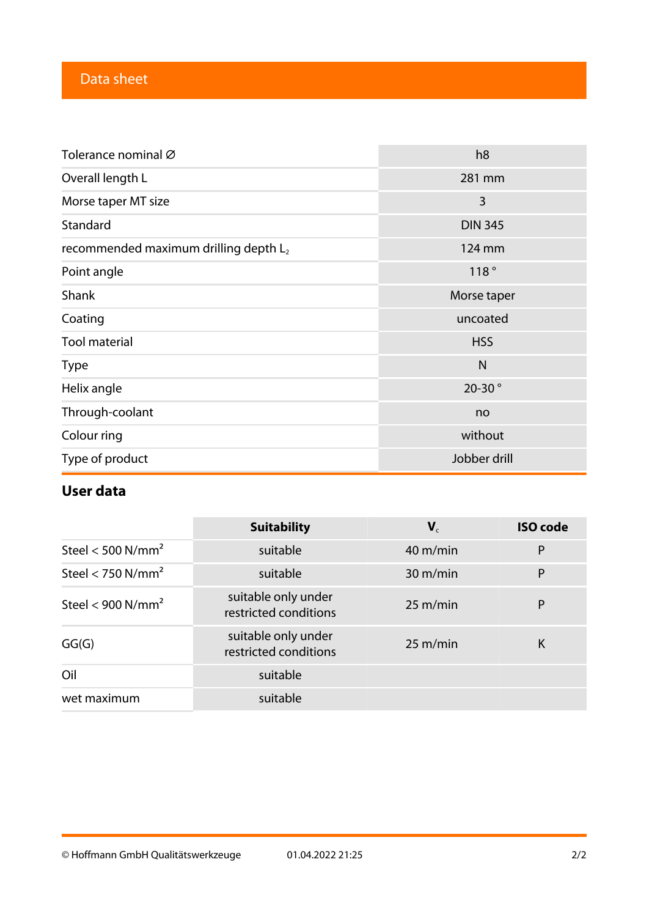## Data sheet

| | |
|---|---|
| Tolerance nominal ∅ | h8 |
| Overall length L | 281 mm |
| Morse taper MT size | 3 |
| Standard | DIN 345 |
| recommended maximum drilling depth $L_2$ | 124 mm |
| Point angle | 118 ° |
| Shank | Morse taper |
| Coating | uncoated |
| Tool material | HSS |
| Type | N |
| Helix angle | 20-30 ° |
| Through-coolant | no |
| Colour ring | without |
| Type of product | Jobber drill |

## User data

| | Suitability | $V_c$ | ISO code |
|---|---|---|---|
| Steel < 500 N/mm² | suitable | 40 m/min | P |
| Steel < 750 N/mm² | suitable | 30 m/min | P |
| Steel < 900 N/mm² | suitable only under restricted conditions | 25 m/min | P |
| GG(G) | suitable only under restricted conditions | 25 m/min | K |
| Oil | suitable | | |
| wet maximum | suitable | | |

© Hoffmann GmbH Qualitätswerkzeuge 01.04.2022 21:25